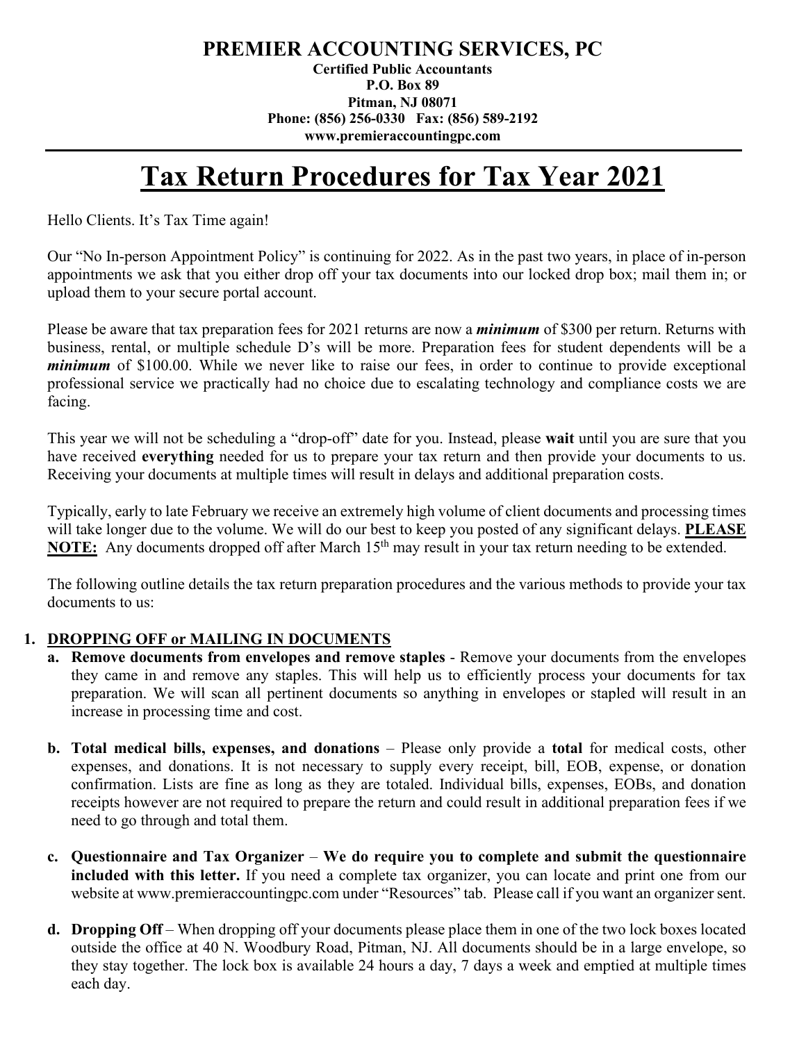**PREMIER ACCOUNTING SERVICES, PC**

**Certified Public Accountants**
**P.O. Box 89**
**Pitman, NJ 08071**
**Phone: (856) 256-0330 Fax: (856) 589-2192**
**www.premieraccountingpc.com**

# Tax Return Procedures for Tax Year 2021

Hello Clients. It's Tax Time again!

Our "No In-person Appointment Policy" is continuing for 2022. As in the past two years, in place of in-person appointments we ask that you either drop off your tax documents into our locked drop box; mail them in; or upload them to your secure portal account.

Please be aware that tax preparation fees for 2021 returns are now a ***minimum*** of $300 per return. Returns with business, rental, or multiple schedule D's will be more. Preparation fees for student dependents will be a ***minimum*** of $100.00. While we never like to raise our fees, in order to continue to provide exceptional professional service we practically had no choice due to escalating technology and compliance costs we are facing.

This year we will not be scheduling a "drop-off" date for you. Instead, please **wait** until you are sure that you have received **everything** needed for us to prepare your tax return and then provide your documents to us. Receiving your documents at multiple times will result in delays and additional preparation costs.

Typically, early to late February we receive an extremely high volume of client documents and processing times will take longer due to the volume. We will do our best to keep you posted of any significant delays. **PLEASE NOTE:** Any documents dropped off after March 15th may result in your tax return needing to be extended.

The following outline details the tax return preparation procedures and the various methods to provide your tax documents to us:

1. **DROPPING OFF or MAILING IN DOCUMENTS**
   a. **Remove documents from envelopes and remove staples** - Remove your documents from the envelopes they came in and remove any staples. This will help us to efficiently process your documents for tax preparation. We will scan all pertinent documents so anything in envelopes or stapled will result in an increase in processing time and cost.

   b. **Total medical bills, expenses, and donations** – Please only provide a **total** for medical costs, other expenses, and donations. It is not necessary to supply every receipt, bill, EOB, expense, or donation confirmation. Lists are fine as long as they are totaled. Individual bills, expenses, EOBs, and donation receipts however are not required to prepare the return and could result in additional preparation fees if we need to go through and total them.

   c. **Questionnaire and Tax Organizer** – **We do require you to complete and submit the questionnaire included with this letter.** If you need a complete tax organizer, you can locate and print one from our website at www.premieraccountingpc.com under "Resources" tab. Please call if you want an organizer sent.

   d. **Dropping Off** – When dropping off your documents please place them in one of the two lock boxes located outside the office at 40 N. Woodbury Road, Pitman, NJ. All documents should be in a large envelope, so they stay together. The lock box is available 24 hours a day, 7 days a week and emptied at multiple times each day.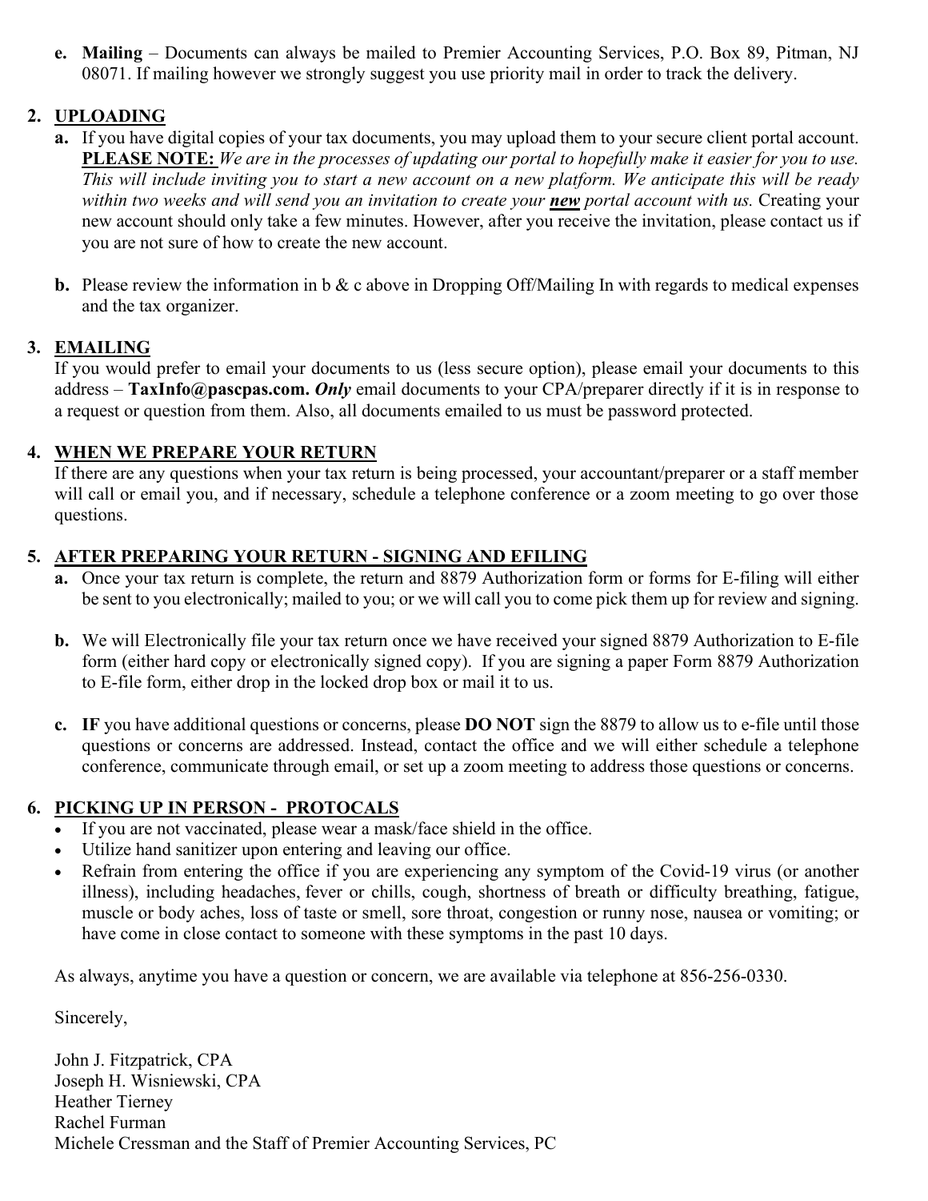e. **Mailing** – Documents can always be mailed to Premier Accounting Services, P.O. Box 89, Pitman, NJ 08071. If mailing however we strongly suggest you use priority mail in order to track the delivery.

## 2. UPLOADING

a. If you have digital copies of your tax documents, you may upload them to your secure client portal account. **PLEASE NOTE:** *We are in the processes of updating our portal to hopefully make it easier for you to use. This will include inviting you to start a new account on a new platform. We anticipate this will be ready within two weeks and will send you an invitation to create your* ***new*** *portal account with us.* Creating your new account should only take a few minutes. However, after you receive the invitation, please contact us if you are not sure of how to create the new account.

b. Please review the information in b & c above in Dropping Off/Mailing In with regards to medical expenses and the tax organizer.

## 3. EMAILING

If you would prefer to email your documents to us (less secure option), please email your documents to this address – **TaxInfo@pascpas.com.** ***Only*** email documents to your CPA/preparer directly if it is in response to a request or question from them. Also, all documents emailed to us must be password protected.

## 4. WHEN WE PREPARE YOUR RETURN

If there are any questions when your tax return is being processed, your accountant/preparer or a staff member will call or email you, and if necessary, schedule a telephone conference or a zoom meeting to go over those questions.

## 5. AFTER PREPARING YOUR RETURN - SIGNING AND EFILING

a. Once your tax return is complete, the return and 8879 Authorization form or forms for E-filing will either be sent to you electronically; mailed to you; or we will call you to come pick them up for review and signing.

b. We will Electronically file your tax return once we have received your signed 8879 Authorization to E-file form (either hard copy or electronically signed copy). If you are signing a paper Form 8879 Authorization to E-file form, either drop in the locked drop box or mail it to us.

c. **IF** you have additional questions or concerns, please **DO NOT** sign the 8879 to allow us to e-file until those questions or concerns are addressed. Instead, contact the office and we will either schedule a telephone conference, communicate through email, or set up a zoom meeting to address those questions or concerns.

## 6. PICKING UP IN PERSON - PROTOCALS

- If you are not vaccinated, please wear a mask/face shield in the office.
- Utilize hand sanitizer upon entering and leaving our office.
- Refrain from entering the office if you are experiencing any symptom of the Covid-19 virus (or another illness), including headaches, fever or chills, cough, shortness of breath or difficulty breathing, fatigue, muscle or body aches, loss of taste or smell, sore throat, congestion or runny nose, nausea or vomiting; or have come in close contact to someone with these symptoms in the past 10 days.

As always, anytime you have a question or concern, we are available via telephone at 856-256-0330.

Sincerely,

John J. Fitzpatrick, CPA
Joseph H. Wisniewski, CPA
Heather Tierney
Rachel Furman
Michele Cressman and the Staff of Premier Accounting Services, PC